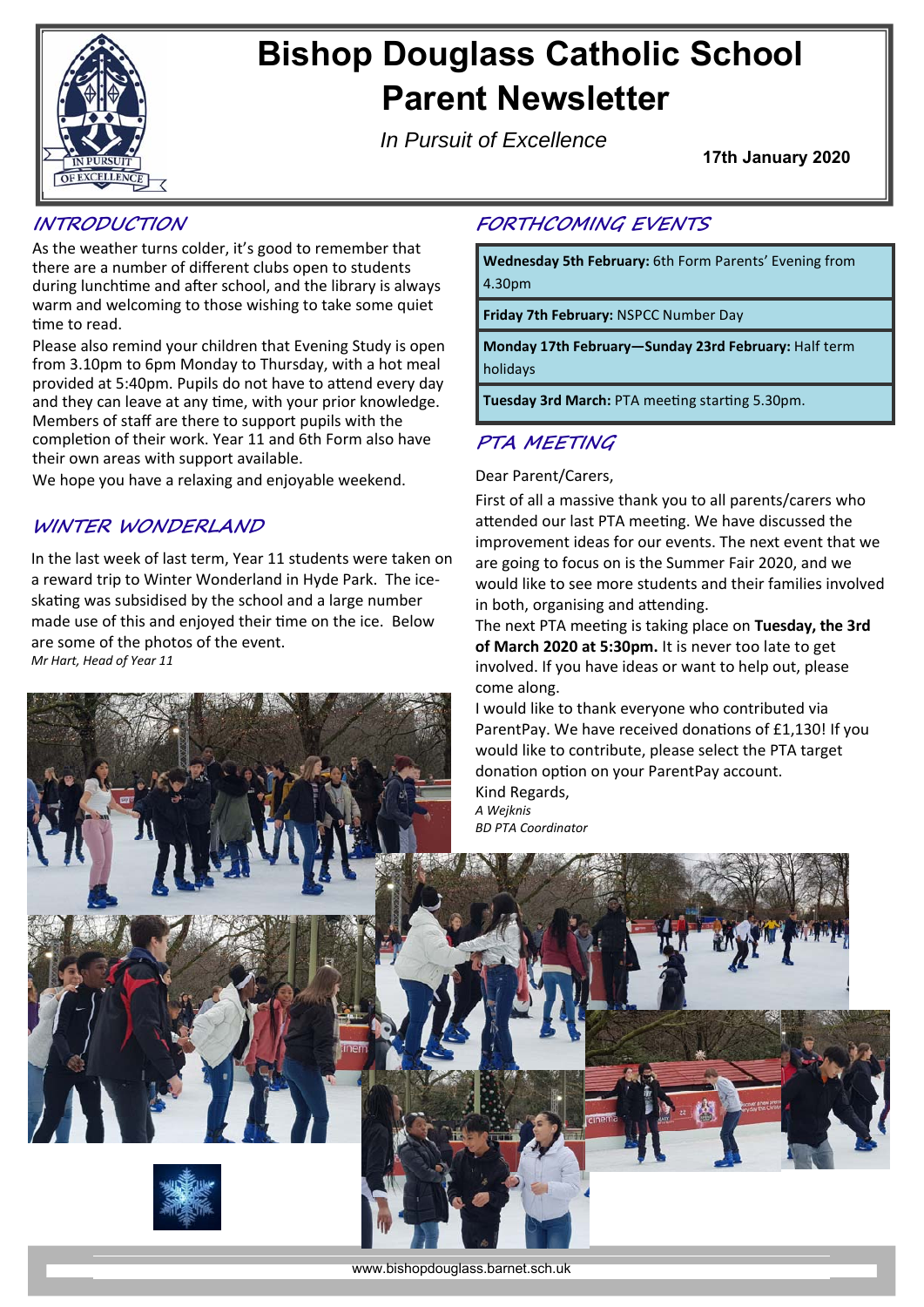# Bishop Douglass Catholic School Parent Newsletter

*In Pursuit of Excellence*

**17th January 2020**

## INTRODUCTION

As the weather turns colder, it's good to remember that there are a number of different clubs open to students during lunchtime and after school, and the library is always warm and welcoming to those wishing to take some quiet time to read.

Please also remind your children that Evening Study is open from 3.10pm to 6pm Monday to Thursday, with a hot meal provided at 5:40pm. Pupils do not have to attend every day and they can leave at any time, with your prior knowledge. Members of staff are there to support pupils with the completion of their work. Year 11 and 6th Form also have their own areas with support available.

We hope you have a relaxing and enjoyable weekend.

## WINTER WONDERLAND

In the last week of last term, Year 11 students were taken on a reward trip to Winter Wonderland in Hyde Park. The ice-skating was subsidised by the school and a large number made use of this and enjoyed their time on the ice. Below are some of the photos of the event.

*Mr Hart, Head of Year 11*

## FORTHCOMING EVENTS

**Wednesday 5th February:** 6th Form Parents' Evening from 4.30pm

**Friday 7th February:** NSPCC Number Day

**Monday 17th February—Sunday 23rd February:** Half term holidays

**Tuesday 3rd March:** PTA meeting starting 5.30pm.

## PTA MEETING

Dear Parent/Carers,

First of all a massive thank you to all parents/carers who attended our last PTA meeting. We have discussed the improvement ideas for our events. The next event that we are going to focus on is the Summer Fair 2020, and we would like to see more students and their families involved in both, organising and attending.

The next PTA meeting is taking place on **Tuesday, the 3rd of March 2020 at 5:30pm.** It is never too late to get involved. If you have ideas or want to help out, please come along.

I would like to thank everyone who contributed via ParentPay. We have received donations of £1,130! If you would like to contribute, please select the PTA target donation option on your ParentPay account.

Kind Regards,

*A Wejknis*

*BD PTA Coordinator*

www.bishopdouglass.barnet.sch.uk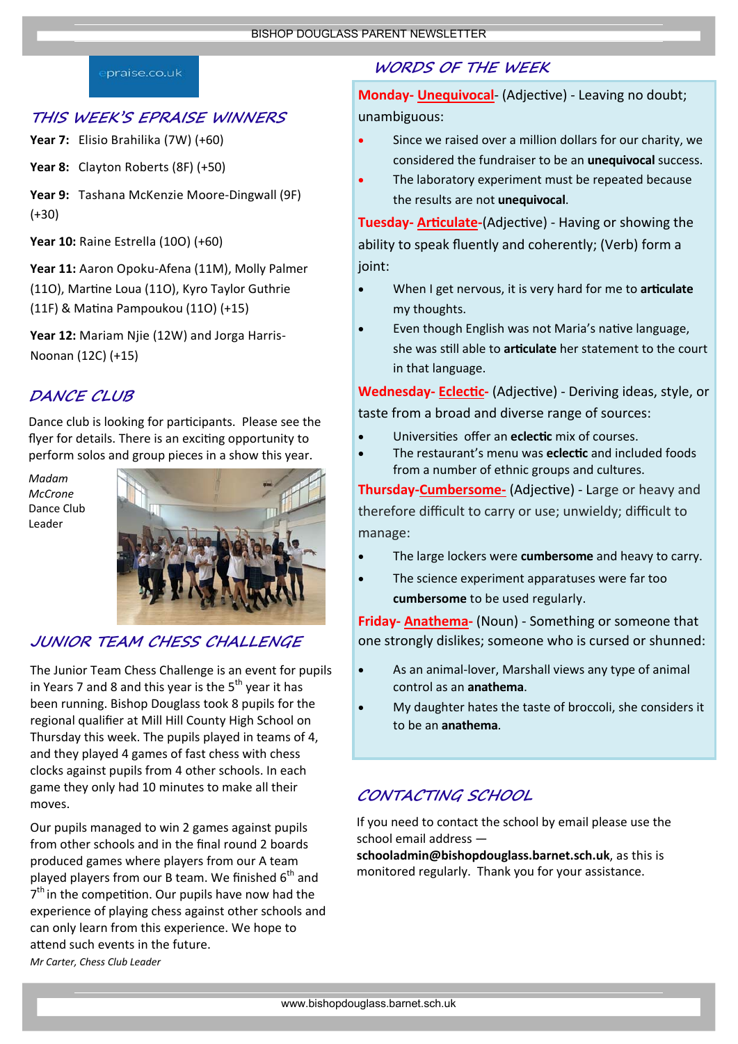## THIS WEEK'S EPRAISE WINNERS

**Year 7:** Elisio Brahilika (7W) (+60)

**Year 8:** Clayton Roberts (8F) (+50)

**Year 9:** Tashana McKenzie Moore-Dingwall (9F) (+30)

**Year 10:** Raine Estrella (10O) (+60)

**Year 11:** Aaron Opoku-Afena (11M), Molly Palmer (11O), Martine Loua (11O), Kyro Taylor Guthrie (11F) & Matina Pampoukou (11O) (+15)

**Year 12:** Mariam Njie (12W) and Jorga Harris-Noonan (12C) (+15)

## DANCE CLUB

Dance club is looking for participants. Please see the flyer for details. There is an exciting opportunity to perform solos and group pieces in a show this year.

*Madam McCrone* Dance Club Leader

## JUNIOR TEAM CHESS CHALLENGE

The Junior Team Chess Challenge is an event for pupils in Years 7 and 8 and this year is the 5th year it has been running. Bishop Douglass took 8 pupils for the regional qualifier at Mill Hill County High School on Thursday this week. The pupils played in teams of 4, and they played 4 games of fast chess with chess clocks against pupils from 4 other schools. In each game they only had 10 minutes to make all their moves.

Our pupils managed to win 2 games against pupils from other schools and in the final round 2 boards produced games where players from our A team played players from our B team. We finished 6th and 7th in the competition. Our pupils have now had the experience of playing chess against other schools and can only learn from this experience. We hope to attend such events in the future.

*Mr Carter, Chess Club Leader*

## WORDS OF THE WEEK

**Monday- Unequivocal**- (Adjective) - Leaving no doubt; unambiguous:

- Since we raised over a million dollars for our charity, we considered the fundraiser to be an **unequivocal** success.
- The laboratory experiment must be repeated because the results are not **unequivocal**.

**Tuesday- Articulate**-(Adjective) - Having or showing the ability to speak fluently and coherently; (Verb) form a joint:

- When I get nervous, it is very hard for me to **articulate** my thoughts.
- Even though English was not Maria's native language, she was still able to **articulate** her statement to the court in that language.

**Wednesday- Eclectic**- (Adjective) - Deriving ideas, style, or taste from a broad and diverse range of sources:

- Universities offer an **eclectic** mix of courses.
- The restaurant's menu was **eclectic** and included foods from a number of ethnic groups and cultures.

**Thursday-Cumbersome-** (Adjective) - Large or heavy and therefore difficult to carry or use; unwieldy; difficult to manage:

- The large lockers were **cumbersome** and heavy to carry.
- The science experiment apparatuses were far too **cumbersome** to be used regularly.

**Friday- Anathema-** (Noun) - Something or someone that one strongly dislikes; someone who is cursed or shunned:

- As an animal-lover, Marshall views any type of animal control as an **anathema**.
- My daughter hates the taste of broccoli, she considers it to be an **anathema**.

## CONTACTING SCHOOL

If you need to contact the school by email please use the school email address — **schooladmin@bishopdouglass.barnet.sch.uk**, as this is monitored regularly. Thank you for your assistance.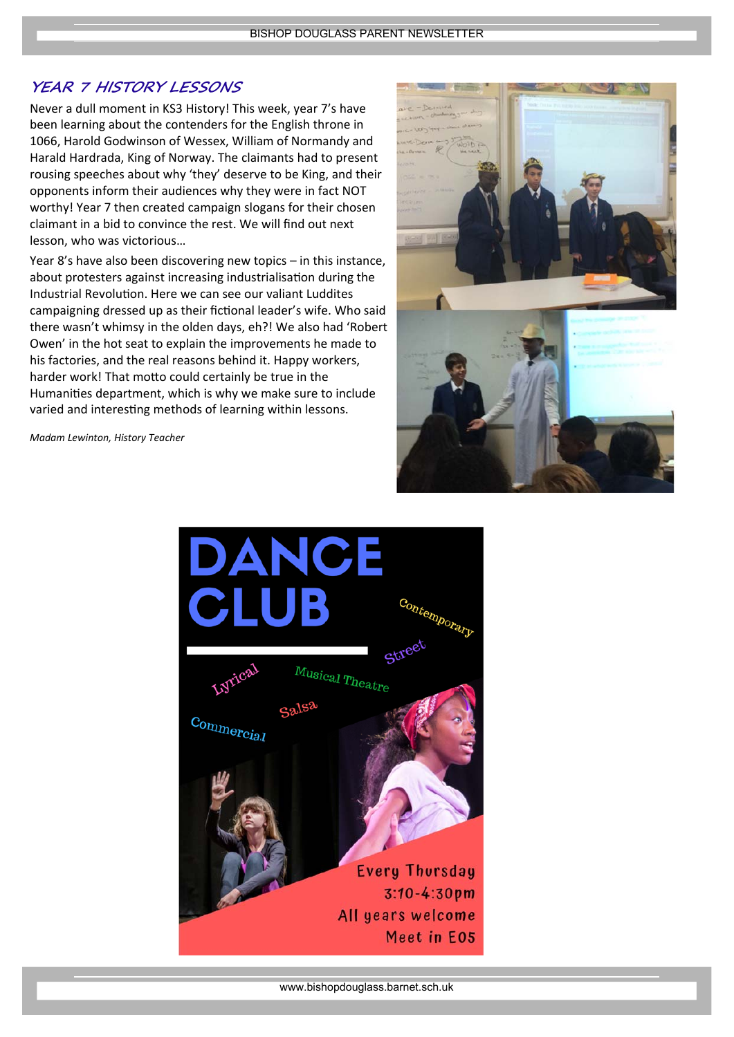## YEAR 7 HISTORY LESSONS

Never a dull moment in KS3 History! This week, year 7's have been learning about the contenders for the English throne in 1066, Harold Godwinson of Wessex, William of Normandy and Harald Hardrada, King of Norway. The claimants had to present rousing speeches about why 'they' deserve to be King, and their opponents inform their audiences why they were in fact NOT worthy! Year 7 then created campaign slogans for their chosen claimant in a bid to convince the rest. We will find out next lesson, who was victorious…

Year 8's have also been discovering new topics – in this instance, about protesters against increasing industrialisation during the Industrial Revolution. Here we can see our valiant Luddites campaigning dressed up as their fictional leader's wife. Who said there wasn't whimsy in the olden days, eh?! We also had 'Robert Owen' in the hot seat to explain the improvements he made to his factories, and the real reasons behind it. Happy workers, harder work! That motto could certainly be true in the Humanities department, which is why we make sure to include varied and interesting methods of learning within lessons.

*Madam Lewinton, History Teacher*

# DANCE CLUB

Contemporary

Street

Lyrical

Musical Theatre

Salsa

Commercial

Every Thursday
3:10-4:30pm
All years welcome
Meet in E05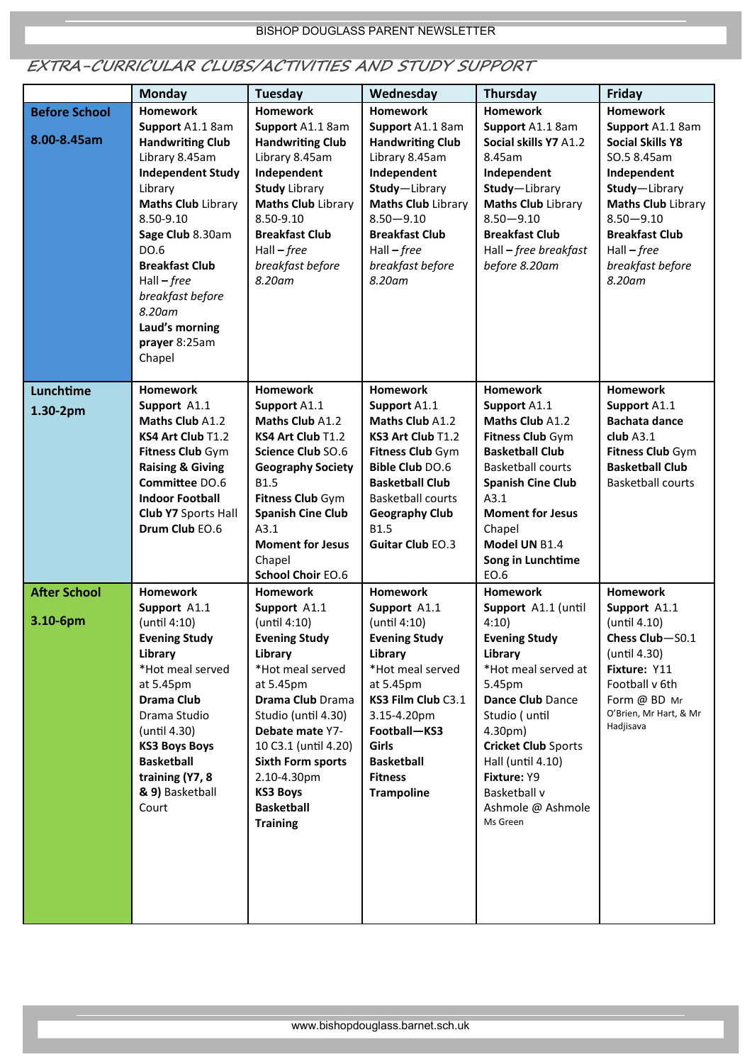## *EXTRA-CURRICULAR CLUBS/ACTIVITIES AND STUDY SUPPORT*

| | Monday | Tuesday | Wednesday | Thursday | Friday |
|---|---|---|---|---|---|
| **Before School** **8.00-8.45am** | **Homework Support** A1.1 8am **Handwriting Club** Library 8.45am **Independent Study** Library **Maths Club** Library 8.50-9.10 **Sage Club** 8.30am DO.6 **Breakfast Club** Hall – *free breakfast before 8.20am* **Laud's morning prayer** 8:25am Chapel | **Homework Support** A1.1 8am **Handwriting Club** Library 8.45am **Independent Study** Library **Maths Club** Library 8.50-9.10 **Breakfast Club** Hall – *free breakfast before 8.20am* | **Homework Support** A1.1 8am **Handwriting Club** Library 8.45am **Independent Study**—Library **Maths Club** Library 8.50—9.10 **Breakfast Club** Hall – *free breakfast before 8.20am* | **Homework Support** A1.1 8am **Social skills Y7** A1.2 8.45am **Independent Study**—Library **Maths Club** Library 8.50—9.10 **Breakfast Club** Hall – *free breakfast before 8.20am* | **Homework Support** A1.1 8am **Social Skills Y8** SO.5 8.45am **Independent Study**—Library **Maths Club** Library 8.50—9.10 **Breakfast Club** Hall – *free breakfast before 8.20am* |
| **Lunchtime** **1.30-2pm** | **Homework Support** A1.1 **Maths Club** A1.2 **KS4 Art Club** T1.2 **Fitness Club** Gym **Raising & Giving Committee** DO.6 **Indoor Football Club Y7** Sports Hall **Drum Club** EO.6 | **Homework Support** A1.1 **Maths Club** A1.2 **KS4 Art Club** T1.2 **Science Club** SO.6 **Geography Society** B1.5 **Fitness Club** Gym **Spanish Cine Club** A3.1 **Moment for Jesus** Chapel **School Choir** EO.6 | **Homework Support** A1.1 **Maths Club** A1.2 **KS3 Art Club** T1.2 **Fitness Club** Gym **Bible Club** DO.6 **Basketball Club** Basketball courts **Geography Club** B1.5 **Guitar Club** EO.3 | **Homework Support** A1.1 **Maths Club** A1.2 **Fitness Club** Gym **Basketball Club** Basketball courts **Spanish Cine Club** A3.1 **Moment for Jesus** Chapel **Model UN** B1.4 **Song in Lunchtime** EO.6 | **Homework Support** A1.1 **Bachata dance club** A3.1 **Fitness Club** Gym **Basketball Club** Basketball courts |
| **After School** **3.10-6pm** | **Homework Support** A1.1 (until 4:10) **Evening Study Library** *Hot meal served at 5.45pm **Drama Club** Drama Studio (until 4.30) **KS3 Boys Boys Basketball training (Y7, 8 & 9)** Basketball Court | **Homework Support** A1.1 (until 4:10) **Evening Study Library** *Hot meal served at 5.45pm **Drama Club** Drama Studio (until 4.30) **Debate mate** Y7-10 C3.1 (until 4.20) **Sixth Form sports** 2.10-4.30pm **KS3 Boys Basketball Training** | **Homework Support** A1.1 (until 4:10) **Evening Study Library** *Hot meal served at 5.45pm **KS3 Film Club** C3.1 3.15-4.20pm **Football—KS3 Girls Basketball Fitness Trampoline** | **Homework Support** A1.1 (until 4:10) **Evening Study Library** *Hot meal served at 5.45pm **Dance Club** Dance Studio ( until 4.30pm) **Cricket Club** Sports Hall (until 4.10) **Fixture:** Y9 Basketball v Ashmole @ Ashmole Ms Green | **Homework Support** A1.1 (until 4.10) **Chess Club**—S0.1 (until 4.30) **Fixture:** Y11 Football v 6th Form @ BD Mr O'Brien, Mr Hart, & Mr Hadjisava |